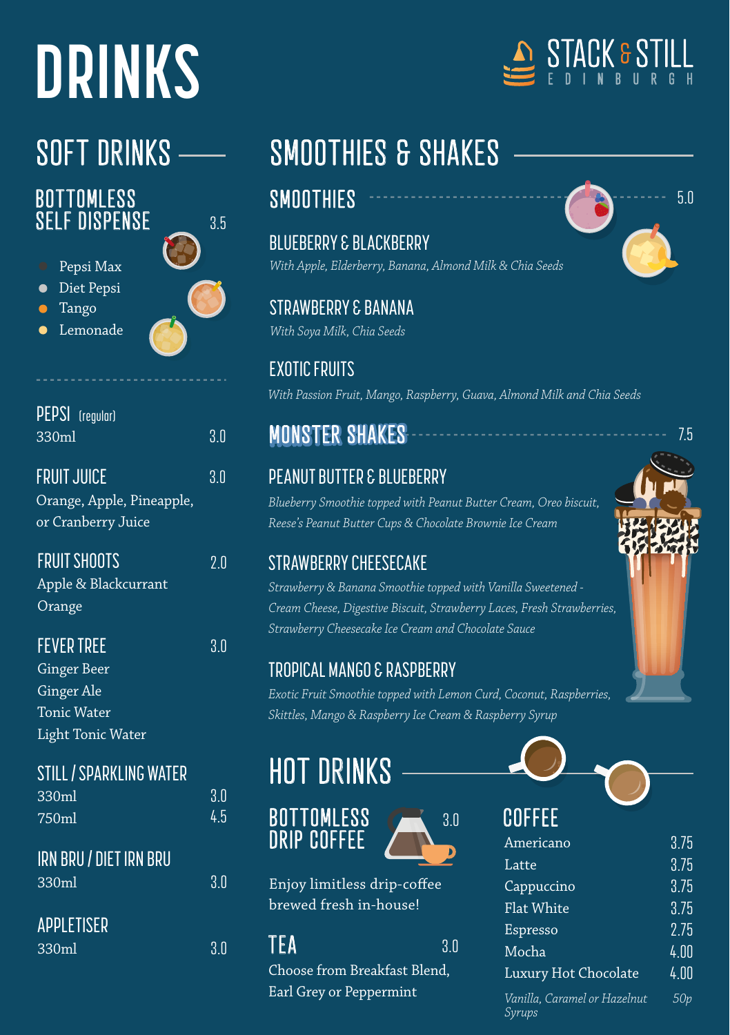# DRINKS

STACK & STILL
EDINBURGH

## SOFT DRINKS

### BOTTOMLESS SELF DISPENSE — 3.5

- Pepsi Max
- Diet Pepsi
- Tango
- Lemonade

### PEPSI (regular)

330ml — 3.0

### FRUIT JUICE — 3.0

Orange, Apple, Pineapple, or Cranberry Juice

### FRUIT SHOOTS — 2.0

Apple & Blackcurrant
Orange

### FEVER TREE — 3.0

Ginger Beer
Ginger Ale
Tonic Water
Light Tonic Water

### STILL / SPARKLING WATER

330ml — 3.0
750ml — 4.5

### IRN BRU / DIET IRN BRU

330ml — 3.0

### APPLETISER

330ml — 3.0

## SMOOTHIES & SHAKES

### SMOOTHIES — 5.0

**BLUEBERRY & BLACKBERRY**
*With Apple, Elderberry, Banana, Almond Milk & Chia Seeds*

**STRAWBERRY & BANANA**
*With Soya Milk, Chia Seeds*

**EXOTIC FRUITS**
*With Passion Fruit, Mango, Raspberry, Guava, Almond Milk and Chia Seeds*

### MONSTER SHAKES — 7.5

**PEANUT BUTTER & BLUEBERRY**
*Blueberry Smoothie topped with Peanut Butter Cream, Oreo biscuit, Reese's Peanut Butter Cups & Chocolate Brownie Ice Cream*

**STRAWBERRY CHEESECAKE**
*Strawberry & Banana Smoothie topped with Vanilla Sweetened - Cream Cheese, Digestive Biscuit, Strawberry Laces, Fresh Strawberries, Strawberry Cheesecake Ice Cream and Chocolate Sauce*

**TROPICAL MANGO & RASPBERRY**
*Exotic Fruit Smoothie topped with Lemon Curd, Coconut, Raspberries, Skittles, Mango & Raspberry Ice Cream & Raspberry Syrup*

## HOT DRINKS

### BOTTOMLESS DRIP COFFEE — 3.0

Enjoy limitless drip-coffee brewed fresh in-house!

### TEA — 3.0

Choose from Breakfast Blend, Earl Grey or Peppermint

### COFFEE

| Item | Price |
| --- | --- |
| Americano | 3.75 |
| Latte | 3.75 |
| Cappuccino | 3.75 |
| Flat White | 3.75 |
| Espresso | 2.75 |
| Mocha | 4.00 |
| Luxury Hot Chocolate | 4.00 |
| *Vanilla, Caramel or Hazelnut Syrups* | *50p* |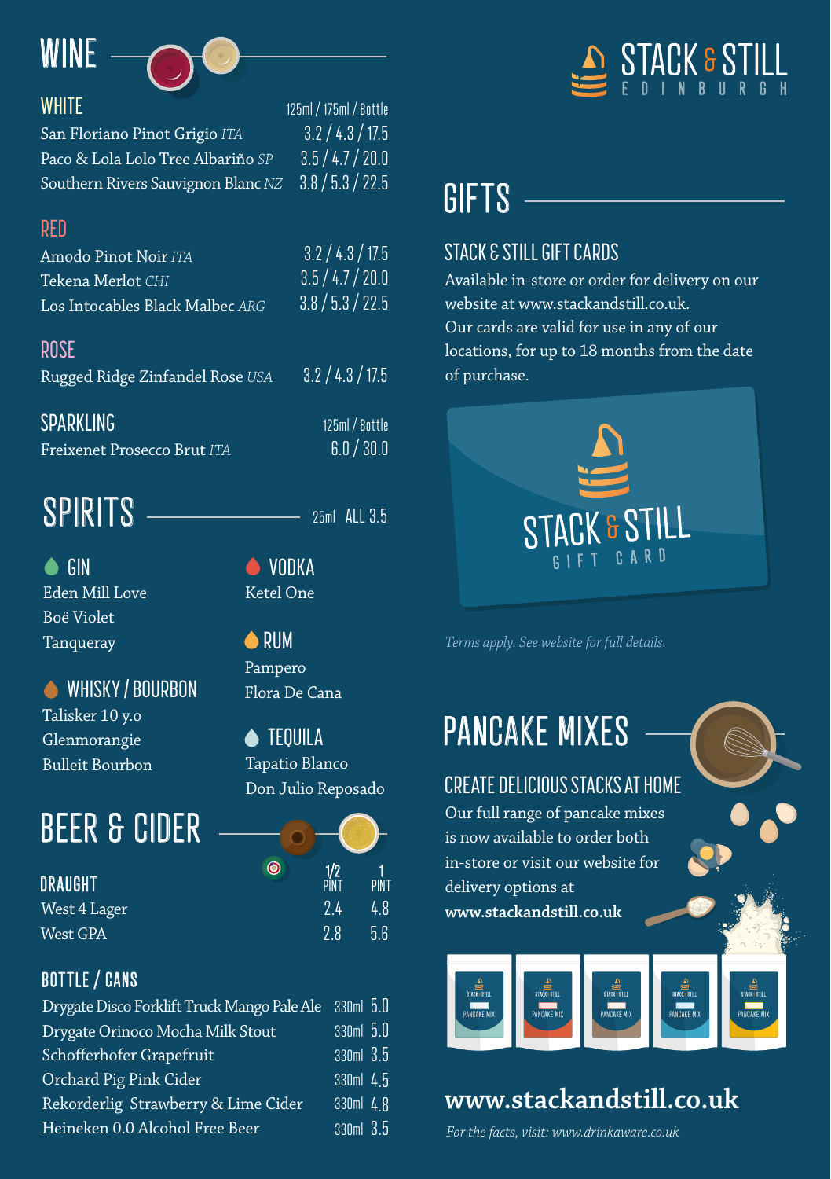# WINE

## WHITE

| | 125ml / 175ml / Bottle |
|---|---|
| San Floriano Pinot Grigio *ITA* | 3.2 / 4.3 / 17.5 |
| Paco & Lola Lolo Tree Albariño *SP* | 3.5 / 4.7 / 20.0 |
| Southern Rivers Sauvignon Blanc *NZ* | 3.8 / 5.3 / 22.5 |

## RED

| | |
|---|---|
| Amodo Pinot Noir *ITA* | 3.2 / 4.3 / 17.5 |
| Tekena Merlot *CHI* | 3.5 / 4.7 / 20.0 |
| Los Intocables Black Malbec *ARG* | 3.8 / 5.3 / 22.5 |

## ROSE

| | |
|---|---|
| Rugged Ridge Zinfandel Rose *USA* | 3.2 / 4.3 / 17.5 |

## SPARKLING

| | 125ml / Bottle |
|---|---|
| Freixenet Prosecco Brut *ITA* | 6.0 / 30.0 |

# SPIRITS

25ml ALL 3.5

### GIN
Eden Mill Love
Boë Violet
Tanqueray

### WHISKY / BOURBON
Talisker 10 y.o
Glenmorangie
Bulleit Bourbon

### VODKA
Ketel One

### RUM
Pampero
Flora De Cana

### TEQUILA
Tapatio Blanco
Don Julio Reposado

# BEER & CIDER

## DRAUGHT

| | 1/2 PINT | 1 PINT |
|---|---|---|
| West 4 Lager | 2.4 | 4.8 |
| West GPA | 2.8 | 5.6 |

## BOTTLE / CANS

| | | |
|---|---|---|
| Drygate Disco Forklift Truck Mango Pale Ale | 330ml | 5.0 |
| Drygate Orinoco Mocha Milk Stout | 330ml | 5.0 |
| Schofferhofer Grapefruit | 330ml | 3.5 |
| Orchard Pig Pink Cider | 330ml | 4.5 |
| Rekorderlig Strawberry & Lime Cider | 330ml | 4.8 |
| Heineken 0.0 Alcohol Free Beer | 330ml | 3.5 |

STACK & STILL
EDINBURGH

# GIFTS

## STACK & STILL GIFT CARDS

Available in-store or order for delivery on our website at www.stackandstill.co.uk.
Our cards are valid for use in any of our locations, for up to 18 months from the date of purchase.

STACK & STILL GIFT CARD

*Terms apply. See website for full details.*

# PANCAKE MIXES

## CREATE DELICIOUS STACKS AT HOME

Our full range of pancake mixes is now available to order both in-store or visit our website for delivery options at **www.stackandstill.co.uk**

STACK & STILL PANCAKE MIX

**www.stackandstill.co.uk**

*For the facts, visit: www.drinkaware.co.uk*